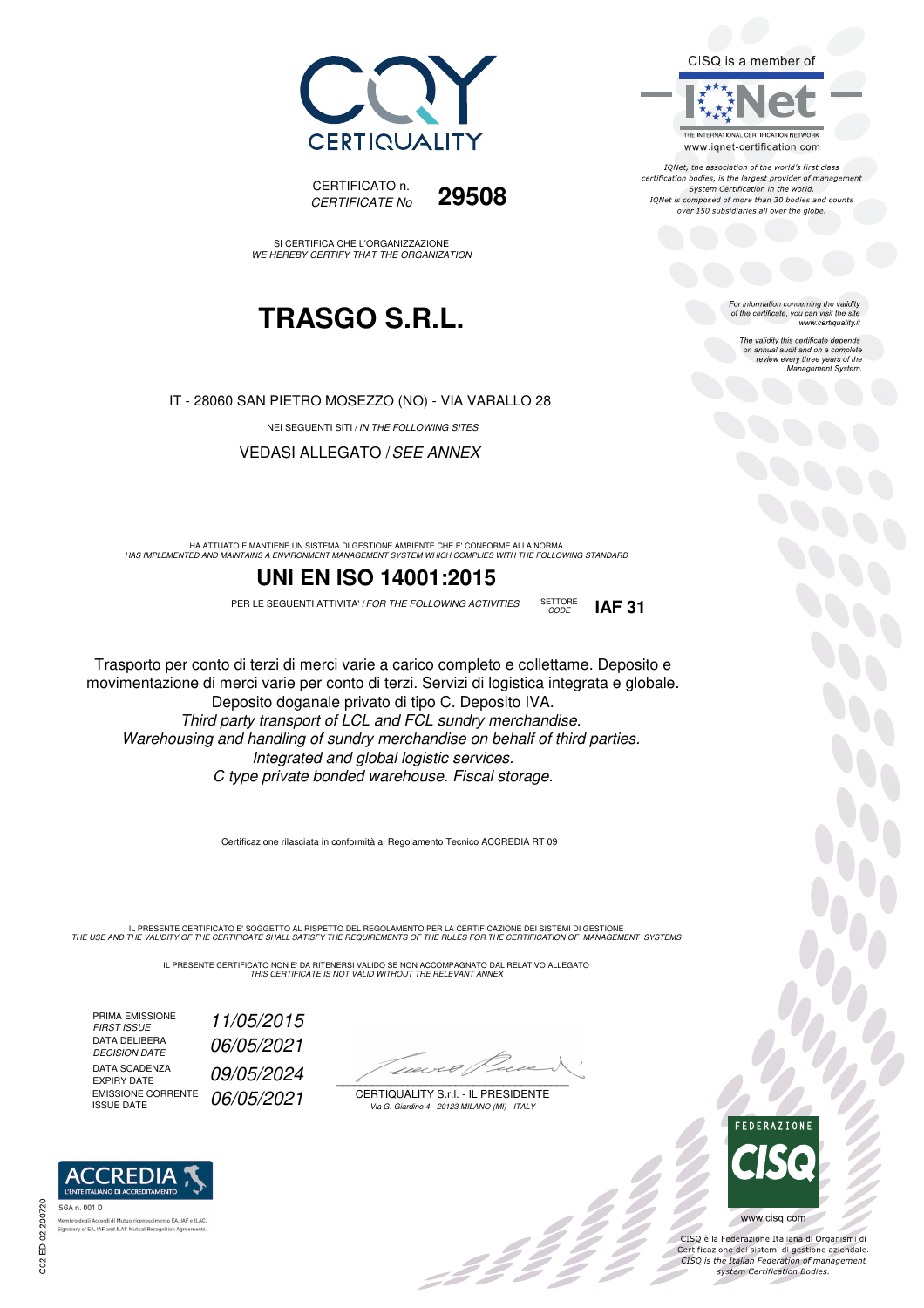CERTIQUALITY

CISQ is a member of

IQNet

THE INTERNATIONAL CERTIFICATION NETWORK
www.iqnet-certification.com

*IQNet, the association of the world's first class certification bodies, is the largest provider of management System Certification in the world. IQNet is composed of more than 30 bodies and counts over 150 subsidiaries all over the globe.*

CERTIFICATO n.
*CERTIFICATE No* **29508**

SI CERTIFICA CHE L'ORGANIZZAZIONE
*WE HEREBY CERTIFY THAT THE ORGANIZATION*

# TRASGO S.R.L.

*For information concerning the validity of the certificate, you can visit the site www.certiquality.it*

*The validity this certificate depends on annual audit and on a complete review every three years of the Management System.*

IT - 28060 SAN PIETRO MOSEZZO (NO) - VIA VARALLO 28

NEI SEGUENTI SITI / *IN THE FOLLOWING SITES*

VEDASI ALLEGATO / *SEE ANNEX*

HA ATTUATO E MANTIENE UN SISTEMA DI GESTIONE AMBIENTE CHE E' CONFORME ALLA NORMA
*HAS IMPLEMENTED AND MAINTAINS A ENVIRONMENT MANAGEMENT SYSTEM WHICH COMPLIES WITH THE FOLLOWING STANDARD*

## UNI EN ISO 14001:2015

PER LE SEGUENTI ATTIVITA' / *FOR THE FOLLOWING ACTIVITIES* SETTORE *CODE* **IAF 31**

Trasporto per conto di terzi di merci varie a carico completo e collettame. Deposito e movimentazione di merci varie per conto di terzi. Servizi di logistica integrata e globale. Deposito doganale privato di tipo C. Deposito IVA.
*Third party transport of LCL and FCL sundry merchandise. Warehousing and handling of sundry merchandise on behalf of third parties. Integrated and global logistic services. C type private bonded warehouse. Fiscal storage.*

Certificazione rilasciata in conformità al Regolamento Tecnico ACCREDIA RT 09

IL PRESENTE CERTIFICATO E' SOGGETTO AL RISPETTO DEL REGOLAMENTO PER LA CERTIFICAZIONE DEI SISTEMI DI GESTIONE
*THE USE AND THE VALIDITY OF THE CERTIFICATE SHALL SATISFY THE REQUIREMENTS OF THE RULES FOR THE CERTIFICATION OF MANAGEMENT SYSTEMS*

IL PRESENTE CERTIFICATO NON E' DA RITENERSI VALIDO SE NON ACCOMPAGNATO DAL RELATIVO ALLEGATO
*THIS CERTIFICATE IS NOT VALID WITHOUT THE RELEVANT ANNEX*

| | |
|---|---|
| PRIMA EMISSIONE *FIRST ISSUE* | *11/05/2015* |
| DATA DELIBERA *DECISION DATE* | *06/05/2021* |
| DATA SCADENZA *EXPIRY DATE* | *09/05/2024* |
| EMISSIONE CORRENTE *ISSUE DATE* | *06/05/2021* |

CERTIQUALITY S.r.l. - IL PRESIDENTE
*Via G. Giardino 4 - 20123 MILANO (MI) - ITALY*

ACCREDIA L'ENTE ITALIANO DI ACCREDITAMENTO
SGA n. 001 D
Membro degli Accordi di Mutuo riconoscimento EA, IAF e ILAC.
Signatory of EA, IAF and ILAC Mutual Recognition Agreements.

FEDERAZIONE CISQ
www.cisq.com

CISQ è la Federazione Italiana di Organismi di Certificazione dei sistemi di gestione aziendale.
*CISQ is the Italian Federation of management system Certification Bodies.*

C02 ED 02 200720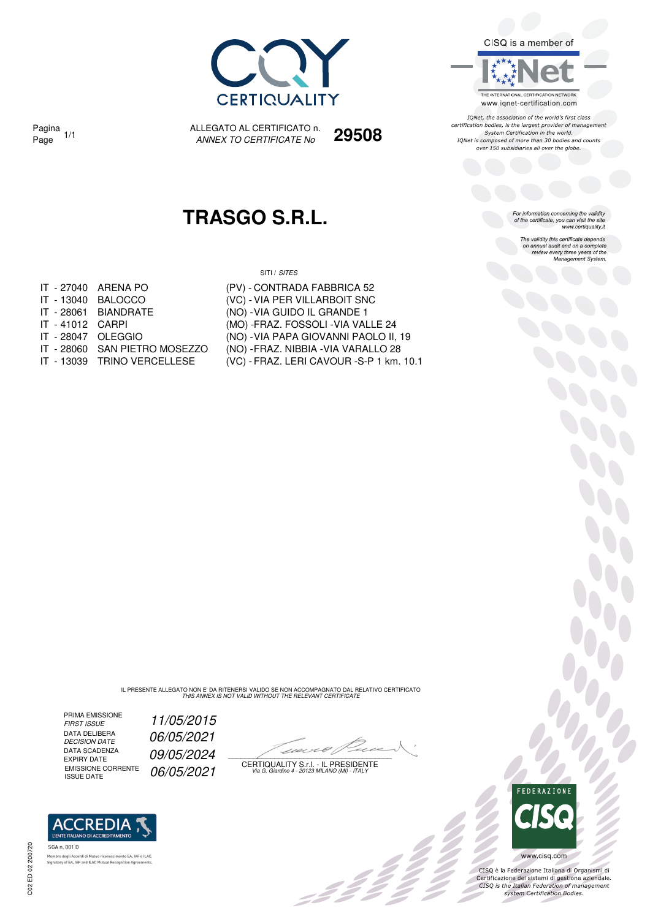CQY CERTIQUALITY

CISQ is a member of

IQNet
THE INTERNATIONAL CERTIFICATION NETWORK
www.iqnet-certification.com

*IQNet, the association of the world's first class certification bodies, is the largest provider of management System Certification in the world. IQNet is composed of more than 30 bodies and counts over 150 subsidiaries all over the globe.*

Pagina
Page 1/1

ALLEGATO AL CERTIFICATO n.
*ANNEX TO CERTIFICATE No* **29508**

# TRASGO S.R.L.

*For information concerning the validity of the certificate, you can visit the site www.certiquality.it*

*The validity this certificate depends on annual audit and on a complete review every three years of the Management System.*

SITI / *SITES*

| | | |
|---|---|---|
| IT - 27040 | ARENA PO | (PV) - CONTRADA FABBRICA 52 |
| IT - 13040 | BALOCCO | (VC) - VIA PER VILLARBOIT SNC |
| IT - 28061 | BIANDRATE | (NO) - VIA GUIDO IL GRANDE 1 |
| IT - 41012 | CARPI | (MO) -FRAZ. FOSSOLI -VIA VALLE 24 |
| IT - 28047 | OLEGGIO | (NO) - VIA PAPA GIOVANNI PAOLO II, 19 |
| IT - 28060 | SAN PIETRO MOSEZZO | (NO) -FRAZ. NIBBIA -VIA VARALLO 28 |
| IT - 13039 | TRINO VERCELLESE | (VC) - FRAZ. LERI CAVOUR -S-P 1 km. 10.1 |

IL PRESENTE ALLEGATO NON E' DA RITENERSI VALIDO SE NON ACCOMPAGNATO DAL RELATIVO CERTIFICATO
*THIS ANNEX IS NOT VALID WITHOUT THE RELEVANT CERTIFICATE*

| | |
|---|---|
| PRIMA EMISSIONE *FIRST ISSUE* | *11/05/2015* |
| DATA DELIBERA *DECISION DATE* | *06/05/2021* |
| DATA SCADENZA EXPIRY DATE | *09/05/2024* |
| EMISSIONE CORRENTE ISSUE DATE | *06/05/2021* |

CERTIQUALITY S.r.l. - IL PRESIDENTE
*Via G. Giardino 4 - 20123 MILANO (MI) - ITALY*

ACCREDIA
L'ENTE ITALIANO DI ACCREDITAMENTO
SGA n. 001 D
Membro degli Accordi di Mutuo riconoscimento EA, IAF e ILAC.
Signatory of EA, IAF and ILAC Mutual Recognition Agreements.

FEDERAZIONE CISQ
www.cisq.com

CISQ è la Federazione Italiana di Organismi di Certificazione dei sistemi di gestione aziendale.
*CISQ is the Italian Federation of management system Certification Bodies.*

C02 ED 02 200720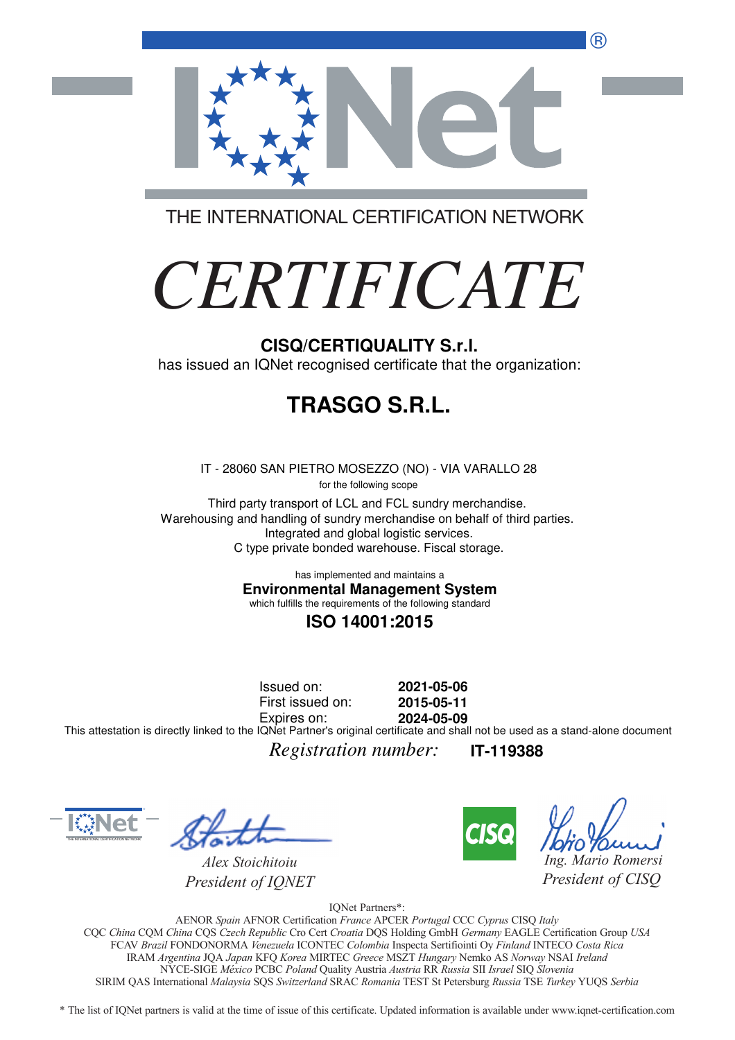IQNet®

THE INTERNATIONAL CERTIFICATION NETWORK

# *CERTIFICATE*

**CISQ/CERTIQUALITY S.r.l.**

has issued an IQNet recognised certificate that the organization:

## TRASGO S.R.L.

IT - 28060 SAN PIETRO MOSEZZO (NO) - VIA VARALLO 28

for the following scope

Third party transport of LCL and FCL sundry merchandise.
Warehousing and handling of sundry merchandise on behalf of third parties.
Integrated and global logistic services.
C type private bonded warehouse. Fiscal storage.

has implemented and maintains a

**Environmental Management System**

which fulfills the requirements of the following standard

**ISO 14001:2015**

Issued on: **2021-05-06**
First issued on: **2015-05-11**
Expires on: **2024-05-09**

This attestation is directly linked to the IQNet Partner's original certificate and shall not be used as a stand-alone document

*Registration number:* **IT-119388**

*Alex Stoichitoiu*
*President of IQNET*

*Ing. Mario Romersi*
*President of CISQ*

IQNet Partners*:

AENOR *Spain* AFNOR Certification *France* APCER *Portugal* CCC *Cyprus* CISQ *Italy*
CQC *China* CQM *China* CQS *Czech Republic* Cro Cert *Croatia* DQS Holding GmbH *Germany* EAGLE Certification Group *USA*
FCAV *Brazil* FONDONORMA *Venezuela* ICONTEC *Colombia* Inspecta Sertifiointi Oy *Finland* INTECO *Costa Rica*
IRAM *Argentina* JQA *Japan* KFQ *Korea* MIRTEC *Greece* MSZT *Hungary* Nemko AS *Norway* NSAI *Ireland*
NYCE-SIGE *México* PCBC *Poland* Quality Austria *Austria* RR *Russia* SII *Israel* SIQ *Slovenia*
SIRIM QAS International *Malaysia* SQS *Switzerland* SRAC *Romania* TEST St Petersburg *Russia* TSE *Turkey* YUQS *Serbia*

\* The list of IQNet partners is valid at the time of issue of this certificate. Updated information is available under www.iqnet-certification.com